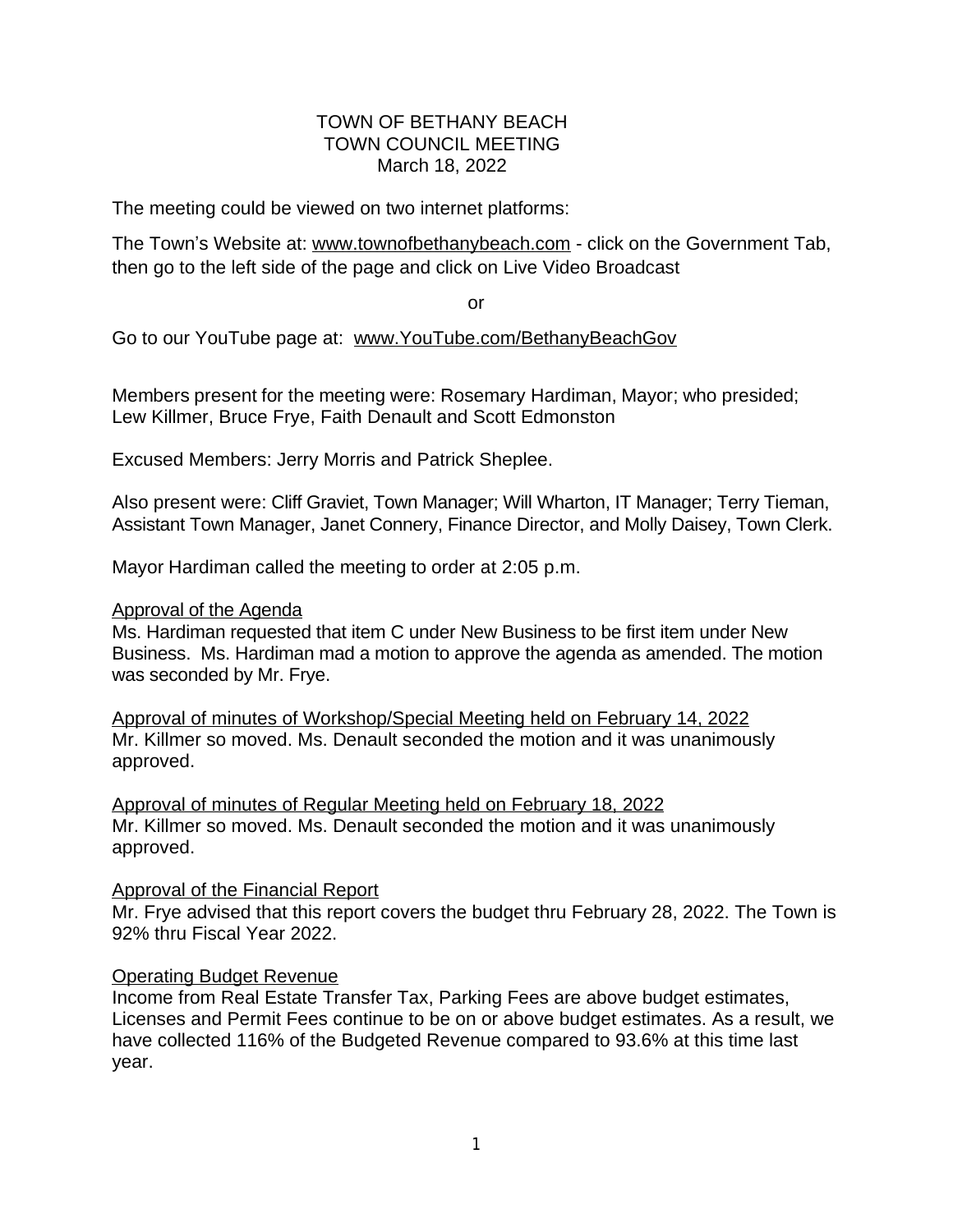TOWN OF BETHANY BEACH
TOWN COUNCIL MEETING
March 18, 2022

The meeting could be viewed on two internet platforms:

The Town's Website at: www.townofbethanybeach.com - click on the Government Tab, then go to the left side of the page and click on Live Video Broadcast

or

Go to our YouTube page at: www.YouTube.com/BethanyBeachGov

Members present for the meeting were: Rosemary Hardiman, Mayor; who presided; Lew Killmer, Bruce Frye, Faith Denault and Scott Edmonston

Excused Members: Jerry Morris and Patrick Sheplee.

Also present were: Cliff Graviet, Town Manager; Will Wharton, IT Manager; Terry Tieman, Assistant Town Manager, Janet Connery, Finance Director, and Molly Daisey, Town Clerk.

Mayor Hardiman called the meeting to order at 2:05 p.m.

Approval of the Agenda
Ms. Hardiman requested that item C under New Business to be first item under New Business. Ms. Hardiman mad a motion to approve the agenda as amended. The motion was seconded by Mr. Frye.

Approval of minutes of Workshop/Special Meeting held on February 14, 2022
Mr. Killmer so moved. Ms. Denault seconded the motion and it was unanimously approved.

Approval of minutes of Regular Meeting held on February 18, 2022
Mr. Killmer so moved. Ms. Denault seconded the motion and it was unanimously approved.

Approval of the Financial Report
Mr. Frye advised that this report covers the budget thru February 28, 2022. The Town is 92% thru Fiscal Year 2022.

Operating Budget Revenue
Income from Real Estate Transfer Tax, Parking Fees are above budget estimates, Licenses and Permit Fees continue to be on or above budget estimates. As a result, we have collected 116% of the Budgeted Revenue compared to 93.6% at this time last year.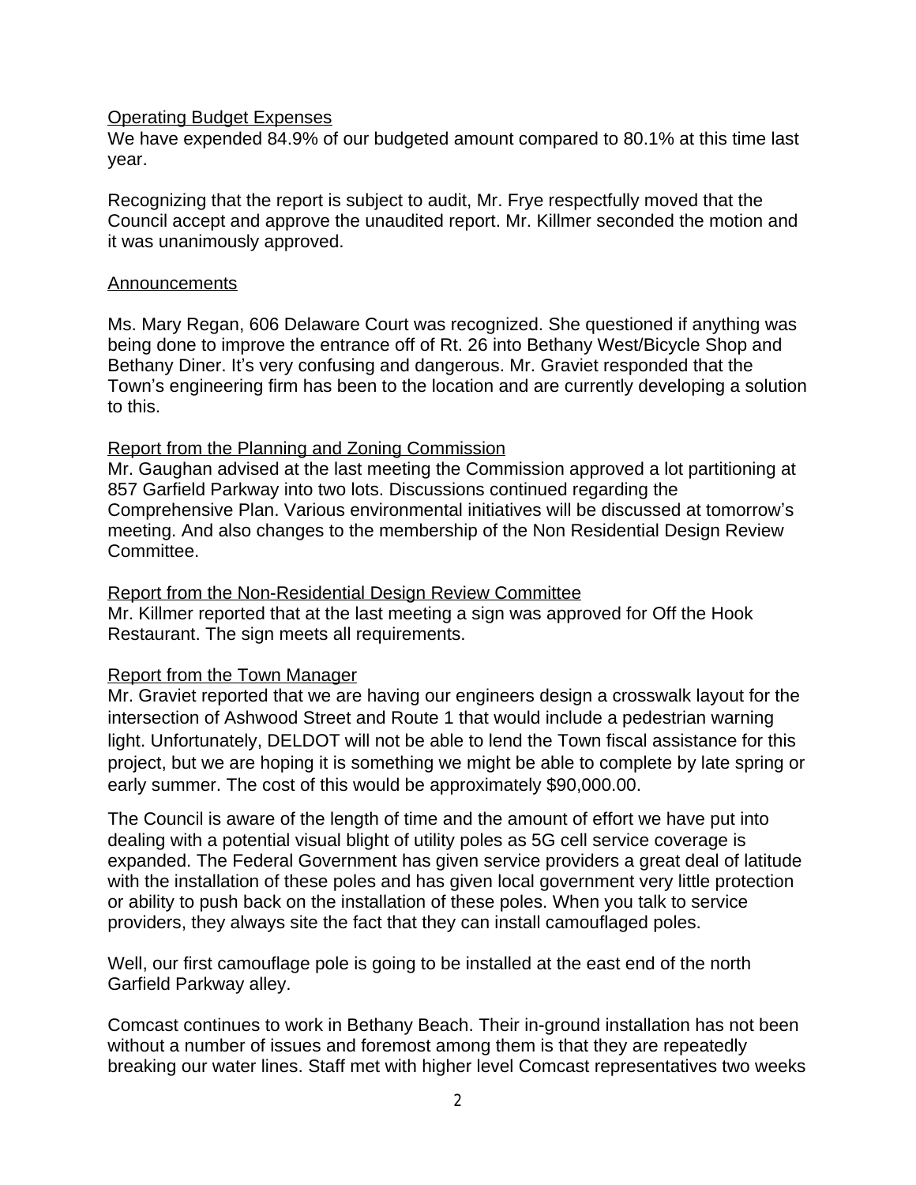<u>Operating Budget Expenses</u>
We have expended 84.9% of our budgeted amount compared to 80.1% at this time last year.

Recognizing that the report is subject to audit, Mr. Frye respectfully moved that the Council accept and approve the unaudited report. Mr. Killmer seconded the motion and it was unanimously approved.

<u>Announcements</u>

Ms. Mary Regan, 606 Delaware Court was recognized. She questioned if anything was being done to improve the entrance off of Rt. 26 into Bethany West/Bicycle Shop and Bethany Diner. It's very confusing and dangerous. Mr. Graviet responded that the Town's engineering firm has been to the location and are currently developing a solution to this.

<u>Report from the Planning and Zoning Commission</u>
Mr. Gaughan advised at the last meeting the Commission approved a lot partitioning at 857 Garfield Parkway into two lots. Discussions continued regarding the Comprehensive Plan. Various environmental initiatives will be discussed at tomorrow's meeting. And also changes to the membership of the Non Residential Design Review Committee.

<u>Report from the Non-Residential Design Review Committee</u>
Mr. Killmer reported that at the last meeting a sign was approved for Off the Hook Restaurant. The sign meets all requirements.

<u>Report from the Town Manager</u>
Mr. Graviet reported that we are having our engineers design a crosswalk layout for the intersection of Ashwood Street and Route 1 that would include a pedestrian warning light. Unfortunately, DELDOT will not be able to lend the Town fiscal assistance for this project, but we are hoping it is something we might be able to complete by late spring or early summer. The cost of this would be approximately $90,000.00.

The Council is aware of the length of time and the amount of effort we have put into dealing with a potential visual blight of utility poles as 5G cell service coverage is expanded. The Federal Government has given service providers a great deal of latitude with the installation of these poles and has given local government very little protection or ability to push back on the installation of these poles. When you talk to service providers, they always site the fact that they can install camouflaged poles.

Well, our first camouflage pole is going to be installed at the east end of the north Garfield Parkway alley.

Comcast continues to work in Bethany Beach. Their in-ground installation has not been without a number of issues and foremost among them is that they are repeatedly breaking our water lines. Staff met with higher level Comcast representatives two weeks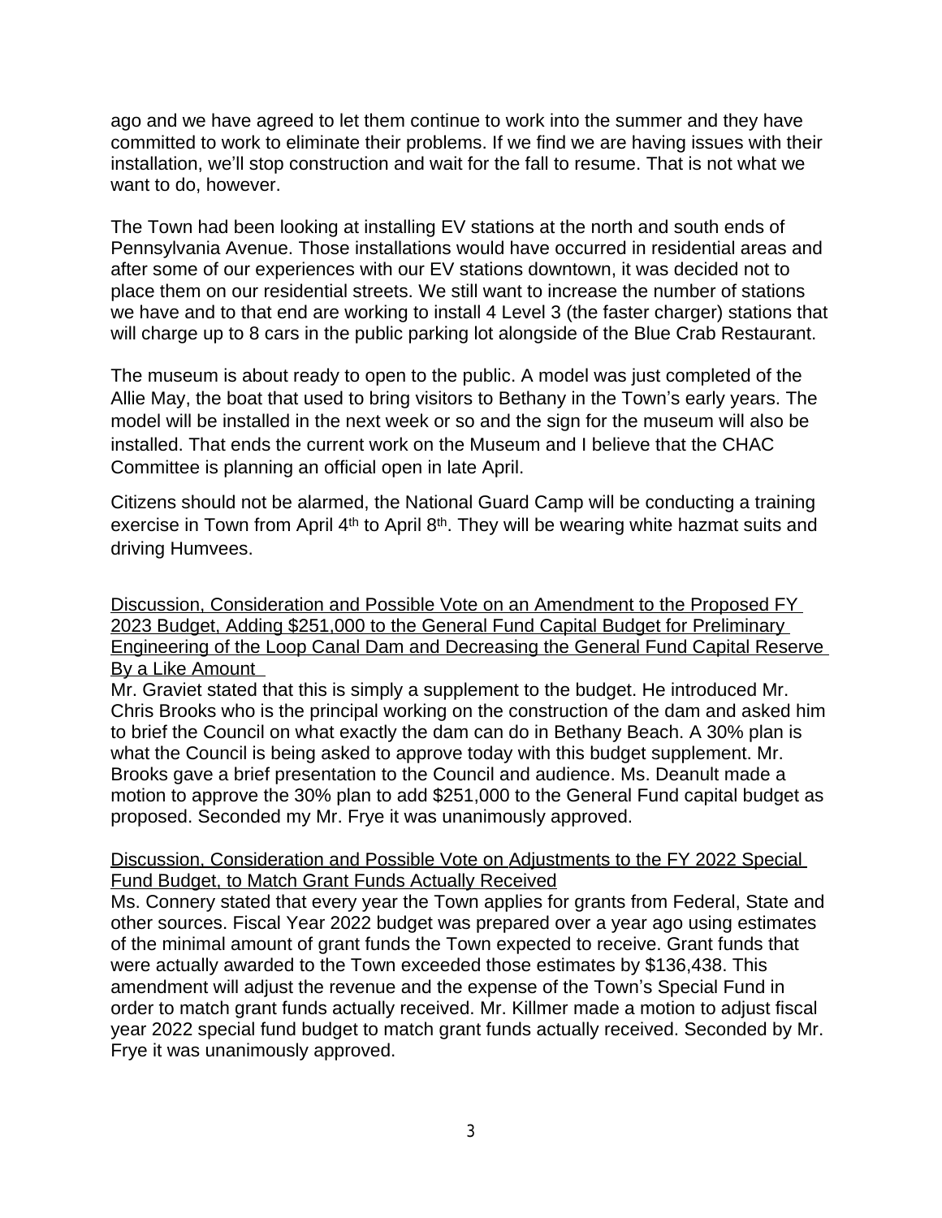ago and we have agreed to let them continue to work into the summer and they have committed to work to eliminate their problems. If we find we are having issues with their installation, we'll stop construction and wait for the fall to resume. That is not what we want to do, however.

The Town had been looking at installing EV stations at the north and south ends of Pennsylvania Avenue. Those installations would have occurred in residential areas and after some of our experiences with our EV stations downtown, it was decided not to place them on our residential streets. We still want to increase the number of stations we have and to that end are working to install 4 Level 3 (the faster charger) stations that will charge up to 8 cars in the public parking lot alongside of the Blue Crab Restaurant.

The museum is about ready to open to the public. A model was just completed of the Allie May, the boat that used to bring visitors to Bethany in the Town's early years. The model will be installed in the next week or so and the sign for the museum will also be installed. That ends the current work on the Museum and I believe that the CHAC Committee is planning an official open in late April.

Citizens should not be alarmed, the National Guard Camp will be conducting a training exercise in Town from April 4th to April 8th. They will be wearing white hazmat suits and driving Humvees.

<u>Discussion, Consideration and Possible Vote on an Amendment to the Proposed FY 2023 Budget, Adding $251,000 to the General Fund Capital Budget for Preliminary Engineering of the Loop Canal Dam and Decreasing the General Fund Capital Reserve By a Like Amount</u>

Mr. Graviet stated that this is simply a supplement to the budget. He introduced Mr. Chris Brooks who is the principal working on the construction of the dam and asked him to brief the Council on what exactly the dam can do in Bethany Beach. A 30% plan is what the Council is being asked to approve today with this budget supplement. Mr. Brooks gave a brief presentation to the Council and audience. Ms. Deanult made a motion to approve the 30% plan to add $251,000 to the General Fund capital budget as proposed. Seconded my Mr. Frye it was unanimously approved.

<u>Discussion, Consideration and Possible Vote on Adjustments to the FY 2022 Special Fund Budget, to Match Grant Funds Actually Received</u>

Ms. Connery stated that every year the Town applies for grants from Federal, State and other sources. Fiscal Year 2022 budget was prepared over a year ago using estimates of the minimal amount of grant funds the Town expected to receive. Grant funds that were actually awarded to the Town exceeded those estimates by $136,438. This amendment will adjust the revenue and the expense of the Town's Special Fund in order to match grant funds actually received. Mr. Killmer made a motion to adjust fiscal year 2022 special fund budget to match grant funds actually received. Seconded by Mr. Frye it was unanimously approved.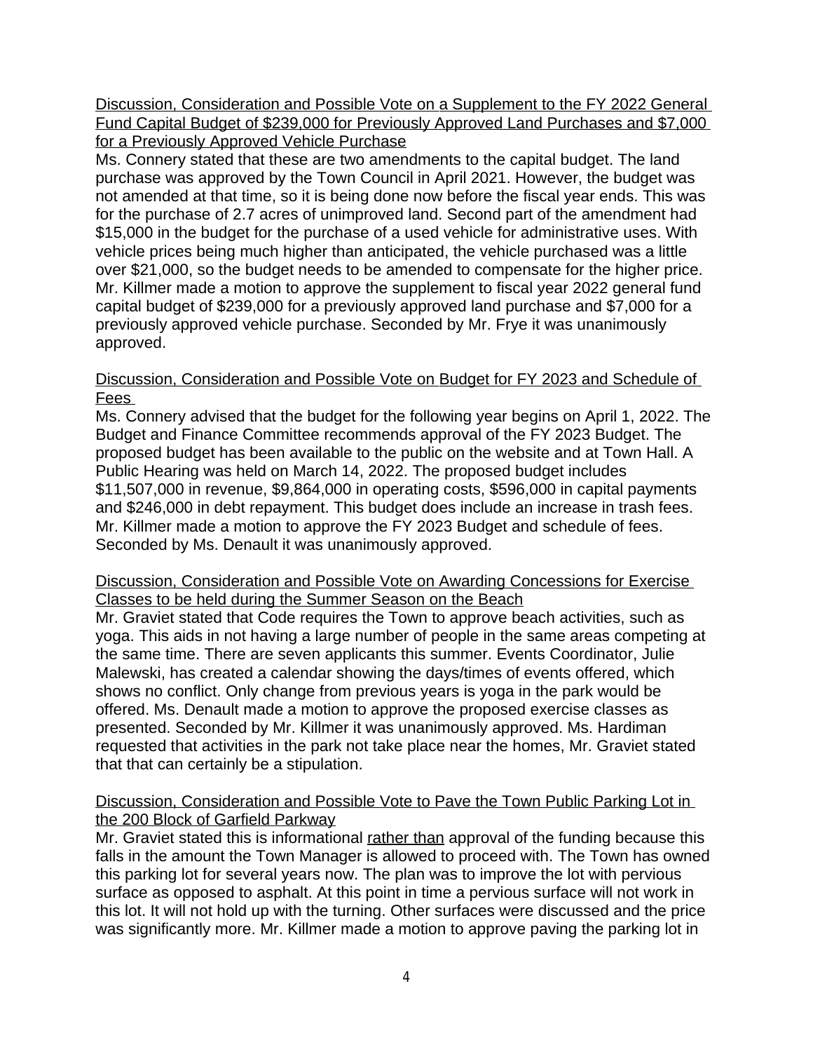<u>Discussion, Consideration and Possible Vote on a Supplement to the FY 2022 General Fund Capital Budget of $239,000 for Previously Approved Land Purchases and $7,000 for a Previously Approved Vehicle Purchase</u>

Ms. Connery stated that these are two amendments to the capital budget. The land purchase was approved by the Town Council in April 2021. However, the budget was not amended at that time, so it is being done now before the fiscal year ends. This was for the purchase of 2.7 acres of unimproved land. Second part of the amendment had $15,000 in the budget for the purchase of a used vehicle for administrative uses. With vehicle prices being much higher than anticipated, the vehicle purchased was a little over $21,000, so the budget needs to be amended to compensate for the higher price. Mr. Killmer made a motion to approve the supplement to fiscal year 2022 general fund capital budget of $239,000 for a previously approved land purchase and $7,000 for a previously approved vehicle purchase. Seconded by Mr. Frye it was unanimously approved.

<u>Discussion, Consideration and Possible Vote on Budget for FY 2023 and Schedule of Fees</u>

Ms. Connery advised that the budget for the following year begins on April 1, 2022. The Budget and Finance Committee recommends approval of the FY 2023 Budget. The proposed budget has been available to the public on the website and at Town Hall. A Public Hearing was held on March 14, 2022. The proposed budget includes $11,507,000 in revenue, $9,864,000 in operating costs, $596,000 in capital payments and $246,000 in debt repayment. This budget does include an increase in trash fees. Mr. Killmer made a motion to approve the FY 2023 Budget and schedule of fees. Seconded by Ms. Denault it was unanimously approved.

<u>Discussion, Consideration and Possible Vote on Awarding Concessions for Exercise Classes to be held during the Summer Season on the Beach</u>

Mr. Graviet stated that Code requires the Town to approve beach activities, such as yoga. This aids in not having a large number of people in the same areas competing at the same time. There are seven applicants this summer. Events Coordinator, Julie Malewski, has created a calendar showing the days/times of events offered, which shows no conflict. Only change from previous years is yoga in the park would be offered. Ms. Denault made a motion to approve the proposed exercise classes as presented. Seconded by Mr. Killmer it was unanimously approved. Ms. Hardiman requested that activities in the park not take place near the homes, Mr. Graviet stated that that can certainly be a stipulation.

<u>Discussion, Consideration and Possible Vote to Pave the Town Public Parking Lot in the 200 Block of Garfield Parkway</u>

Mr. Graviet stated this is informational <u>rather than</u> approval of the funding because this falls in the amount the Town Manager is allowed to proceed with. The Town has owned this parking lot for several years now. The plan was to improve the lot with pervious surface as opposed to asphalt. At this point in time a pervious surface will not work in this lot. It will not hold up with the turning. Other surfaces were discussed and the price was significantly more. Mr. Killmer made a motion to approve paving the parking lot in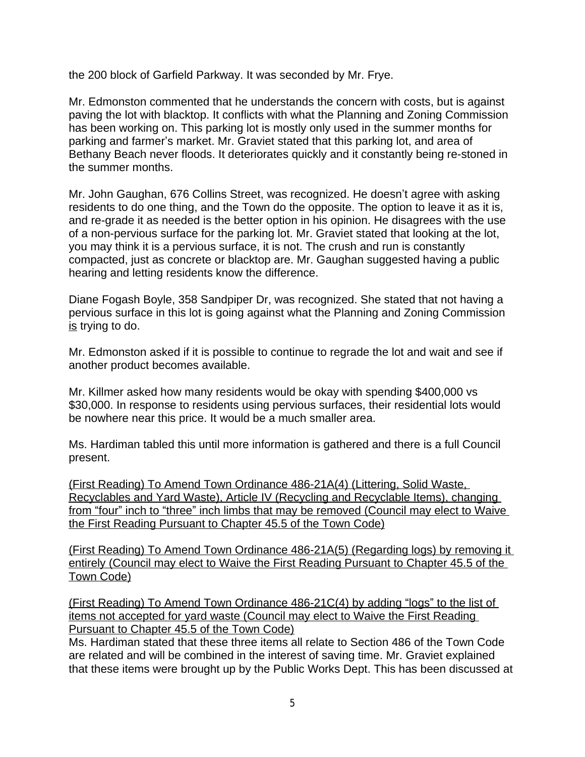the 200 block of Garfield Parkway. It was seconded by Mr. Frye.

Mr. Edmonston commented that he understands the concern with costs, but is against paving the lot with blacktop. It conflicts with what the Planning and Zoning Commission has been working on. This parking lot is mostly only used in the summer months for parking and farmer's market. Mr. Graviet stated that this parking lot, and area of Bethany Beach never floods. It deteriorates quickly and it constantly being re-stoned in the summer months.

Mr. John Gaughan, 676 Collins Street, was recognized. He doesn't agree with asking residents to do one thing, and the Town do the opposite. The option to leave it as it is, and re-grade it as needed is the better option in his opinion. He disagrees with the use of a non-pervious surface for the parking lot. Mr. Graviet stated that looking at the lot, you may think it is a pervious surface, it is not. The crush and run is constantly compacted, just as concrete or blacktop are. Mr. Gaughan suggested having a public hearing and letting residents know the difference.

Diane Fogash Boyle, 358 Sandpiper Dr, was recognized. She stated that not having a pervious surface in this lot is going against what the Planning and Zoning Commission <u>is</u> trying to do.

Mr. Edmonston asked if it is possible to continue to regrade the lot and wait and see if another product becomes available.

Mr. Killmer asked how many residents would be okay with spending $400,000 vs $30,000. In response to residents using pervious surfaces, their residential lots would be nowhere near this price. It would be a much smaller area.

Ms. Hardiman tabled this until more information is gathered and there is a full Council present.

<u>(First Reading) To Amend Town Ordinance 486-21A(4) (Littering, Solid Waste, Recyclables and Yard Waste), Article IV (Recycling and Recyclable Items), changing from "four" inch to "three" inch limbs that may be removed (Council may elect to Waive the First Reading Pursuant to Chapter 45.5 of the Town Code)</u>

<u>(First Reading) To Amend Town Ordinance 486-21A(5) (Regarding logs) by removing it entirely (Council may elect to Waive the First Reading Pursuant to Chapter 45.5 of the Town Code)</u>

<u>(First Reading) To Amend Town Ordinance 486-21C(4) by adding "logs" to the list of items not accepted for yard waste (Council may elect to Waive the First Reading Pursuant to Chapter 45.5 of the Town Code)</u>

Ms. Hardiman stated that these three items all relate to Section 486 of the Town Code are related and will be combined in the interest of saving time. Mr. Graviet explained that these items were brought up by the Public Works Dept. This has been discussed at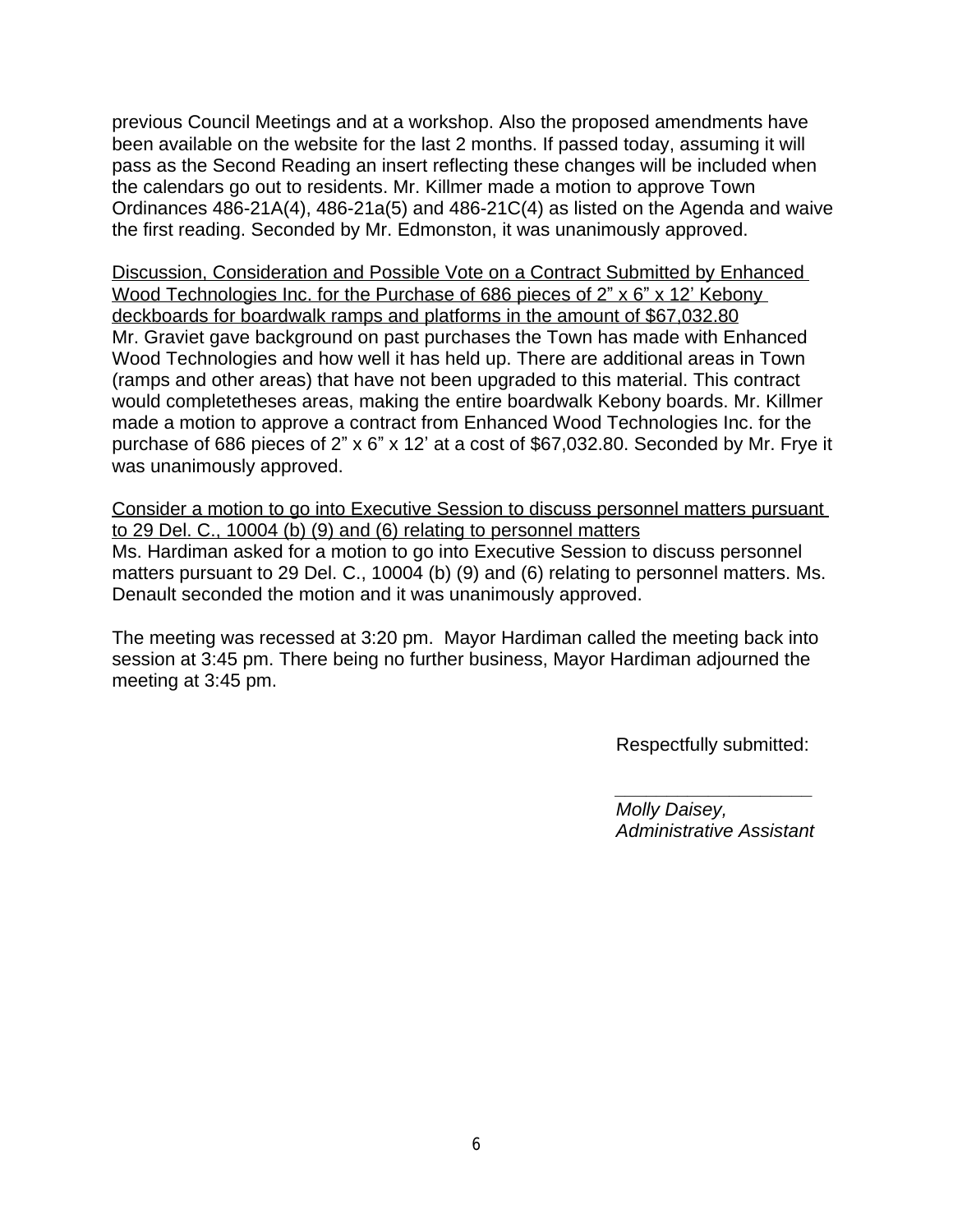previous Council Meetings and at a workshop. Also the proposed amendments have been available on the website for the last 2 months. If passed today, assuming it will pass as the Second Reading an insert reflecting these changes will be included when the calendars go out to residents. Mr. Killmer made a motion to approve Town Ordinances 486-21A(4), 486-21a(5) and 486-21C(4) as listed on the Agenda and waive the first reading. Seconded by Mr. Edmonston, it was unanimously approved.

<u>Discussion, Consideration and Possible Vote on a Contract Submitted by Enhanced Wood Technologies Inc. for the Purchase of 686 pieces of 2" x 6" x 12' Kebony deckboards for boardwalk ramps and platforms in the amount of $67,032.80</u>
Mr. Graviet gave background on past purchases the Town has made with Enhanced Wood Technologies and how well it has held up. There are additional areas in Town (ramps and other areas) that have not been upgraded to this material. This contract would completetheses areas, making the entire boardwalk Kebony boards. Mr. Killmer made a motion to approve a contract from Enhanced Wood Technologies Inc. for the purchase of 686 pieces of 2" x 6" x 12' at a cost of $67,032.80. Seconded by Mr. Frye it was unanimously approved.

<u>Consider a motion to go into Executive Session to discuss personnel matters pursuant to 29 Del. C., 10004 (b) (9) and (6) relating to personnel matters</u>
Ms. Hardiman asked for a motion to go into Executive Session to discuss personnel matters pursuant to 29 Del. C., 10004 (b) (9) and (6) relating to personnel matters. Ms. Denault seconded the motion and it was unanimously approved.

The meeting was recessed at 3:20 pm. Mayor Hardiman called the meeting back into session at 3:45 pm. There being no further business, Mayor Hardiman adjourned the meeting at 3:45 pm.

Respectfully submitted:

___________________
*Molly Daisey,*
*Administrative Assistant*